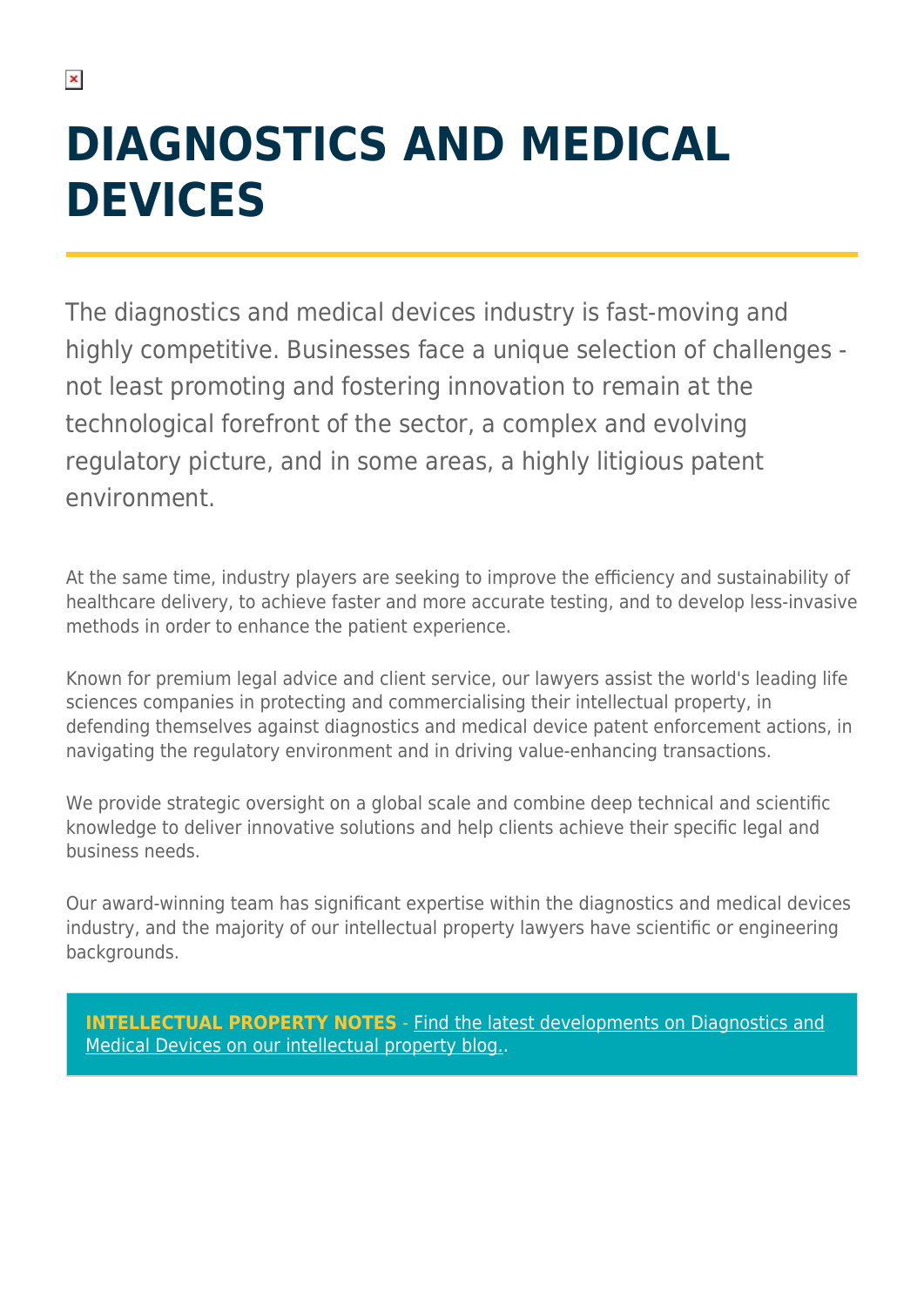# DIAGNOSTICS AND MEDICAL DEVICES

The diagnostics and medical devices industry is fast-moving and highly competitive. Businesses face a unique selection of challenges - not least promoting and fostering innovation to remain at the technological forefront of the sector, a complex and evolving regulatory picture, and in some areas, a highly litigious patent environment.

At the same time, industry players are seeking to improve the efficiency and sustainability of healthcare delivery, to achieve faster and more accurate testing, and to develop less-invasive methods in order to enhance the patient experience.

Known for premium legal advice and client service, our lawyers assist the world's leading life sciences companies in protecting and commercialising their intellectual property, in defending themselves against diagnostics and medical device patent enforcement actions, in navigating the regulatory environment and in driving value-enhancing transactions.

We provide strategic oversight on a global scale and combine deep technical and scientific knowledge to deliver innovative solutions and help clients achieve their specific legal and business needs.

Our award-winning team has significant expertise within the diagnostics and medical devices industry, and the majority of our intellectual property lawyers have scientific or engineering backgrounds.

**INTELLECTUAL PROPERTY NOTES** - Find the latest developments on Diagnostics and Medical Devices on our intellectual property blog..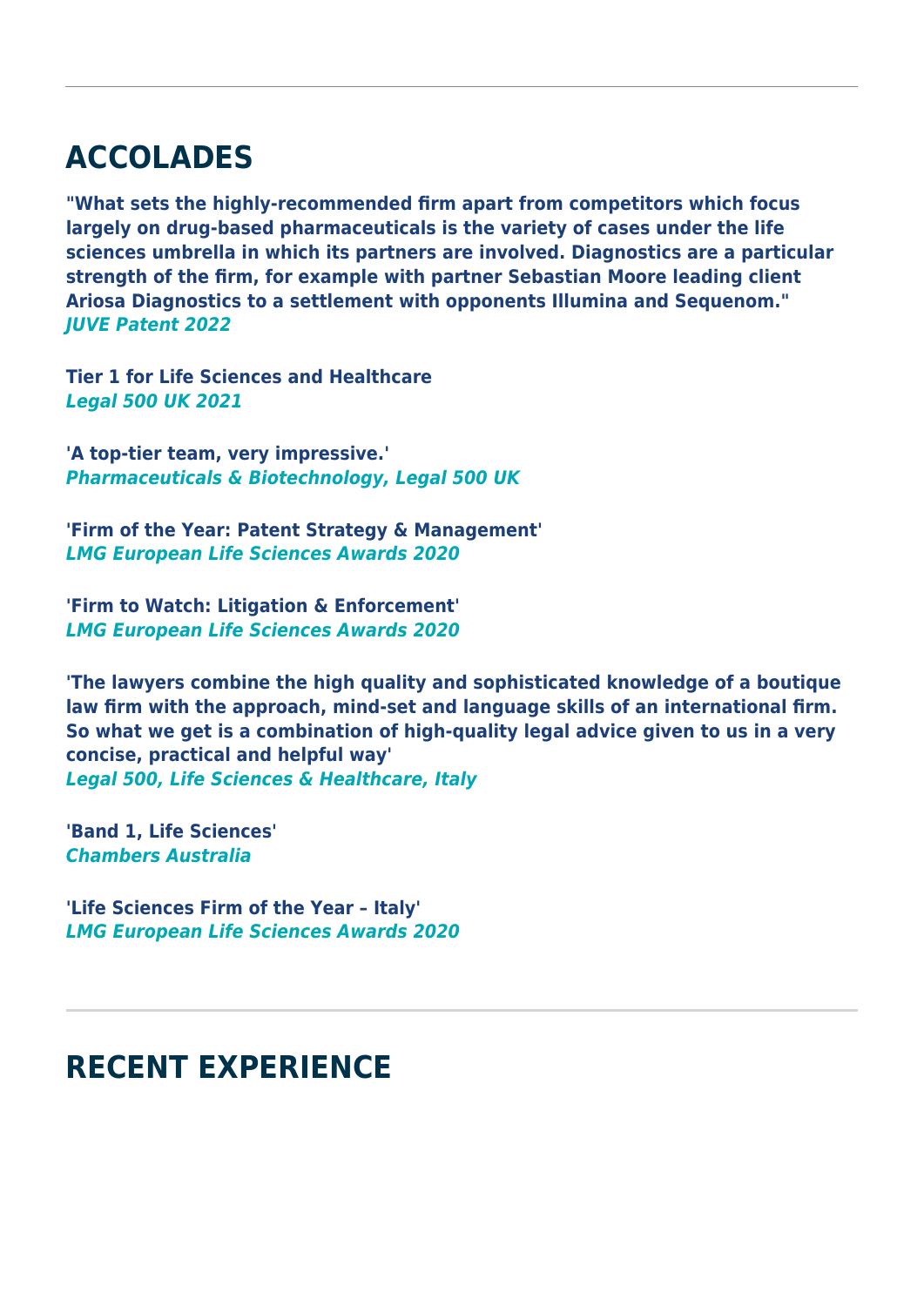## ACCOLADES

**"What sets the highly-recommended firm apart from competitors which focus largely on drug-based pharmaceuticals is the variety of cases under the life sciences umbrella in which its partners are involved. Diagnostics are a particular strength of the firm, for example with partner Sebastian Moore leading client Ariosa Diagnostics to a settlement with opponents Illumina and Sequenom."**
***JUVE Patent 2022***

**Tier 1 for Life Sciences and Healthcare**
***Legal 500 UK 2021***

**'A top-tier team, very impressive.'**
***Pharmaceuticals & Biotechnology, Legal 500 UK***

**'Firm of the Year: Patent Strategy & Management'**
***LMG European Life Sciences Awards 2020***

**'Firm to Watch: Litigation & Enforcement'**
***LMG European Life Sciences Awards 2020***

**'The lawyers combine the high quality and sophisticated knowledge of a boutique law firm with the approach, mind-set and language skills of an international firm. So what we get is a combination of high-quality legal advice given to us in a very concise, practical and helpful way'**
***Legal 500, Life Sciences & Healthcare, Italy***

**'Band 1, Life Sciences'**
***Chambers Australia***

**'Life Sciences Firm of the Year – Italy'**
***LMG European Life Sciences Awards 2020***

## RECENT EXPERIENCE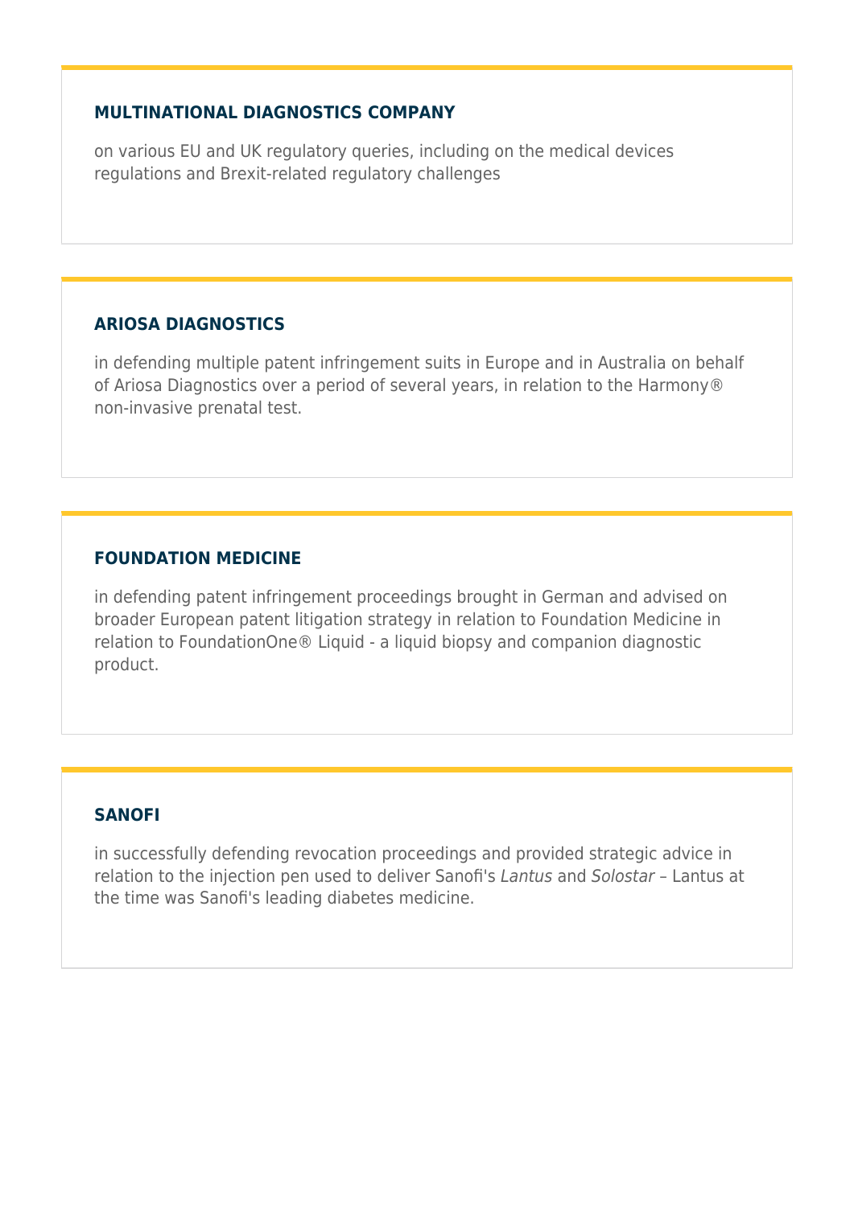### MULTINATIONAL DIAGNOSTICS COMPANY

on various EU and UK regulatory queries, including on the medical devices regulations and Brexit-related regulatory challenges

### ARIOSA DIAGNOSTICS

in defending multiple patent infringement suits in Europe and in Australia on behalf of Ariosa Diagnostics over a period of several years, in relation to the Harmony® non-invasive prenatal test.

### FOUNDATION MEDICINE

in defending patent infringement proceedings brought in German and advised on broader European patent litigation strategy in relation to Foundation Medicine in relation to FoundationOne® Liquid - a liquid biopsy and companion diagnostic product.

### SANOFI

in successfully defending revocation proceedings and provided strategic advice in relation to the injection pen used to deliver Sanofi's *Lantus* and *Solostar* – Lantus at the time was Sanofi's leading diabetes medicine.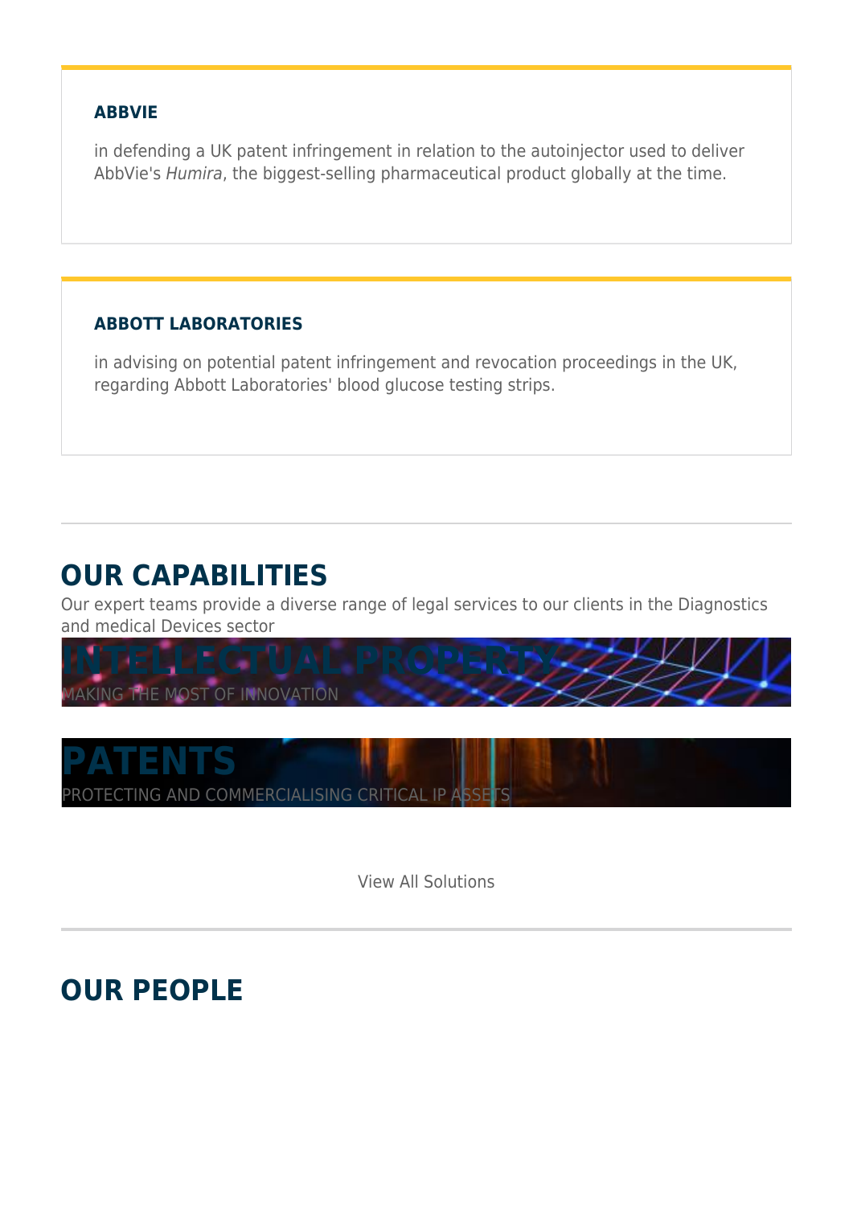### ABBVIE

in defending a UK patent infringement in relation to the autoinjector used to deliver AbbVie's *Humira*, the biggest-selling pharmaceutical product globally at the time.

### ABBOTT LABORATORIES

in advising on potential patent infringement and revocation proceedings in the UK, regarding Abbott Laboratories' blood glucose testing strips.

## OUR CAPABILITIES

Our expert teams provide a diverse range of legal services to our clients in the Diagnostics and medical Devices sector

### INTELLECTUAL PROPERTY

MAKING THE MOST OF INNOVATION

### PATENTS

PROTECTING AND COMMERCIALISING CRITICAL IP ASSETS

View All Solutions

## OUR PEOPLE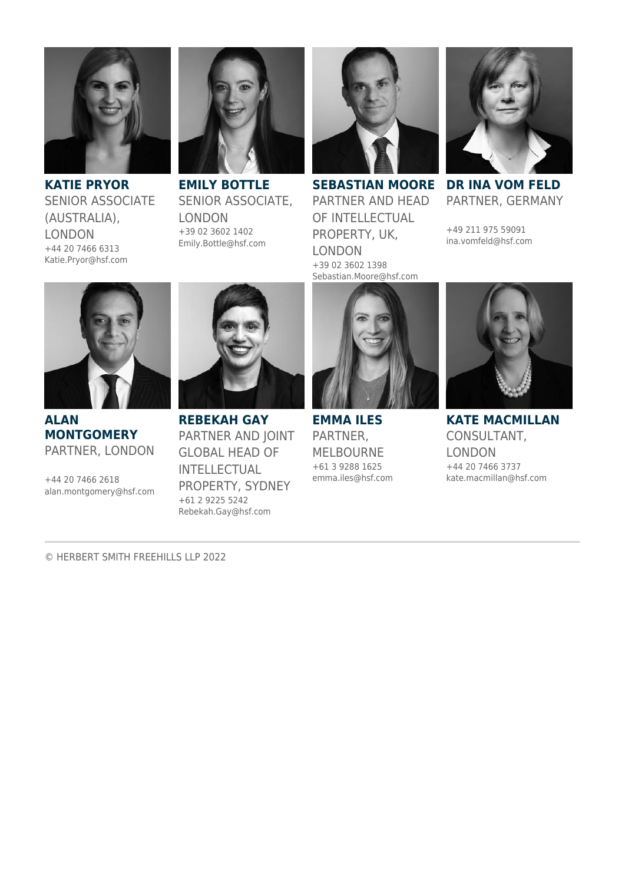**KATIE PRYOR**
SENIOR ASSOCIATE (AUSTRALIA), LONDON
+44 20 7466 6313
Katie.Pryor@hsf.com

**EMILY BOTTLE**
SENIOR ASSOCIATE, LONDON
+39 02 3602 1402
Emily.Bottle@hsf.com

**SEBASTIAN MOORE**
PARTNER AND HEAD OF INTELLECTUAL PROPERTY, UK, LONDON
+39 02 3602 1398
Sebastian.Moore@hsf.com

**DR INA VOM FELD**
PARTNER, GERMANY

+49 211 975 59091
ina.vomfeld@hsf.com

**ALAN MONTGOMERY**
PARTNER, LONDON

+44 20 7466 2618
alan.montgomery@hsf.com

**REBEKAH GAY**
PARTNER AND JOINT GLOBAL HEAD OF INTELLECTUAL PROPERTY, SYDNEY
+61 2 9225 5242
Rebekah.Gay@hsf.com

**EMMA ILES**
PARTNER, MELBOURNE
+61 3 9288 1625
emma.iles@hsf.com

**KATE MACMILLAN**
CONSULTANT, LONDON
+44 20 7466 3737
kate.macmillan@hsf.com

---

© HERBERT SMITH FREEHILLS LLP 2022